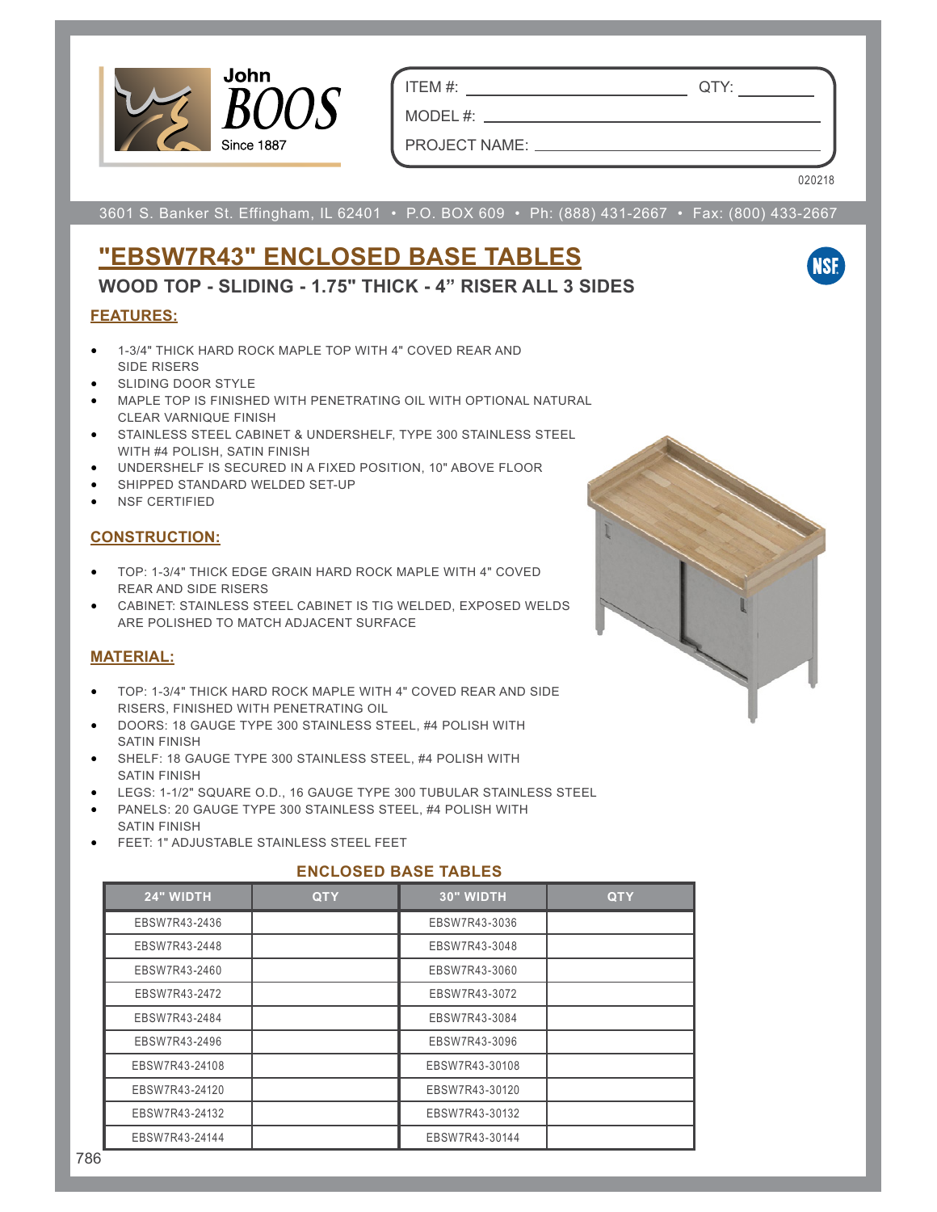John BOOS
Since 1887

ITEM #: ______________________ QTY: ________

MODEL #: ______________________

PROJECT NAME: ______________________

020218

3601 S. Banker St. Effingham, IL 62401 • P.O. BOX 609 • Ph: (888) 431-2667 • Fax: (800) 433-2667

# "EBSW7R43" ENCLOSED BASE TABLES

## WOOD TOP - SLIDING - 1.75" THICK - 4" RISER ALL 3 SIDES

### FEATURES:

- 1-3/4" THICK HARD ROCK MAPLE TOP WITH 4" COVED REAR AND SIDE RISERS
- SLIDING DOOR STYLE
- MAPLE TOP IS FINISHED WITH PENETRATING OIL WITH OPTIONAL NATURAL CLEAR VARNIQUE FINISH
- STAINLESS STEEL CABINET & UNDERSHELF, TYPE 300 STAINLESS STEEL WITH #4 POLISH, SATIN FINISH
- UNDERSHELF IS SECURED IN A FIXED POSITION, 10" ABOVE FLOOR
- SHIPPED STANDARD WELDED SET-UP
- NSF CERTIFIED

### CONSTRUCTION:

- TOP: 1-3/4" THICK EDGE GRAIN HARD ROCK MAPLE WITH 4" COVED REAR AND SIDE RISERS
- CABINET: STAINLESS STEEL CABINET IS TIG WELDED, EXPOSED WELDS ARE POLISHED TO MATCH ADJACENT SURFACE

### MATERIAL:

- TOP: 1-3/4" THICK HARD ROCK MAPLE WITH 4" COVED REAR AND SIDE RISERS, FINISHED WITH PENETRATING OIL
- DOORS: 18 GAUGE TYPE 300 STAINLESS STEEL, #4 POLISH WITH SATIN FINISH
- SHELF: 18 GAUGE TYPE 300 STAINLESS STEEL, #4 POLISH WITH SATIN FINISH
- LEGS: 1-1/2" SQUARE O.D., 16 GAUGE TYPE 300 TUBULAR STAINLESS STEEL
- PANELS: 20 GAUGE TYPE 300 STAINLESS STEEL, #4 POLISH WITH SATIN FINISH
- FEET: 1" ADJUSTABLE STAINLESS STEEL FEET

### ENCLOSED BASE TABLES

| 24" WIDTH | QTY | 30" WIDTH | QTY |
|---|---|---|---|
| EBSW7R43-2436 | | EBSW7R43-3036 | |
| EBSW7R43-2448 | | EBSW7R43-3048 | |
| EBSW7R43-2460 | | EBSW7R43-3060 | |
| EBSW7R43-2472 | | EBSW7R43-3072 | |
| EBSW7R43-2484 | | EBSW7R43-3084 | |
| EBSW7R43-2496 | | EBSW7R43-3096 | |
| EBSW7R43-24108 | | EBSW7R43-30108 | |
| EBSW7R43-24120 | | EBSW7R43-30120 | |
| EBSW7R43-24132 | | EBSW7R43-30132 | |
| EBSW7R43-24144 | | EBSW7R43-30144 | |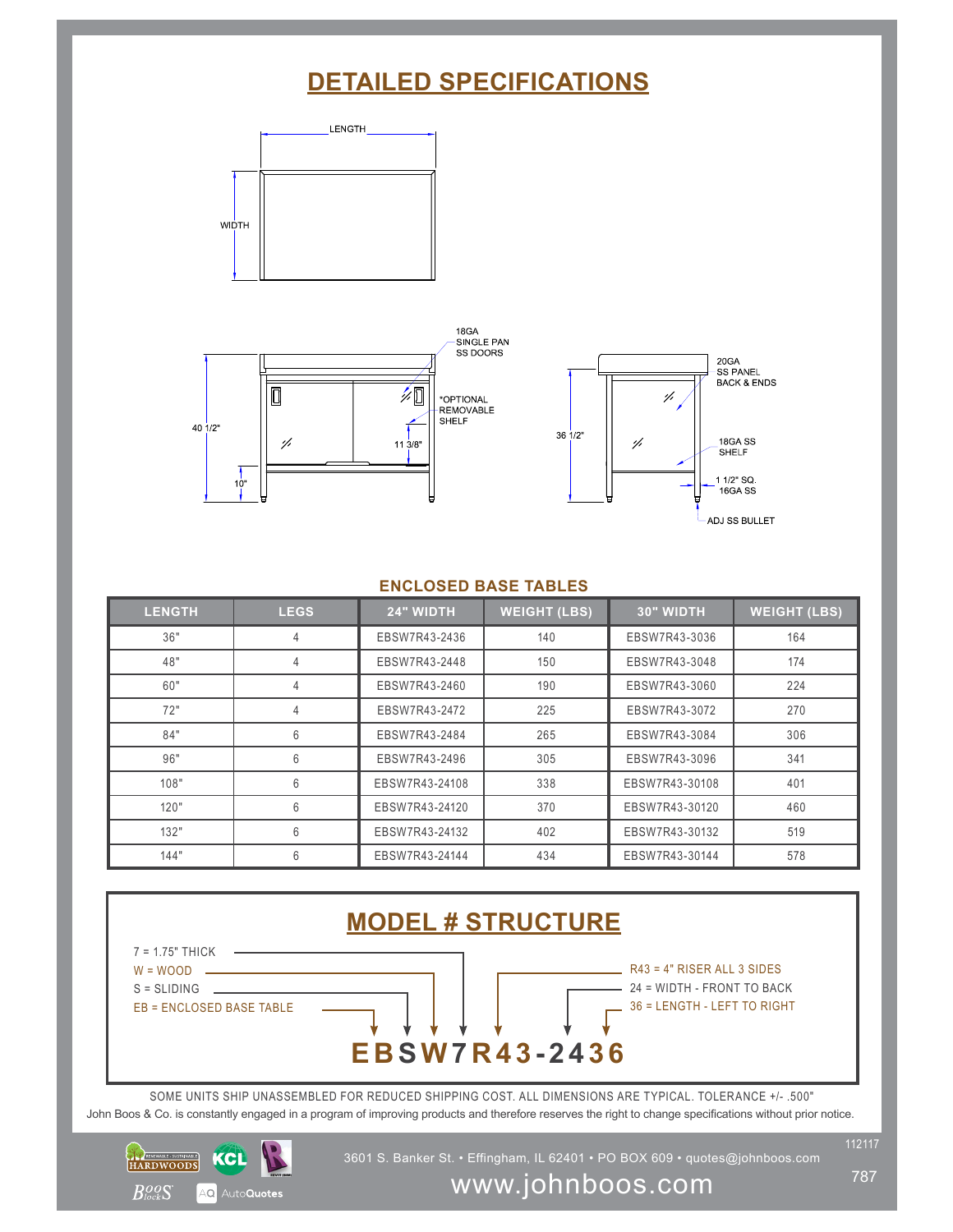# DETAILED SPECIFICATIONS

LENGTH

WIDTH

18GA SINGLE PAN SS DOORS

*OPTIONAL REMOVABLE SHELF

40 1/2"

11 3/8"

10"

36 1/2"

20GA SS PANEL BACK & ENDS

18GA SS SHELF

1 1/2" SQ. 16GA SS

ADJ SS BULLET

### ENCLOSED BASE TABLES

| LENGTH | LEGS | 24" WIDTH | WEIGHT (LBS) | 30" WIDTH | WEIGHT (LBS) |
|---|---|---|---|---|---|
| 36" | 4 | EBSW7R43-2436 | 140 | EBSW7R43-3036 | 164 |
| 48" | 4 | EBSW7R43-2448 | 150 | EBSW7R43-3048 | 174 |
| 60" | 4 | EBSW7R43-2460 | 190 | EBSW7R43-3060 | 224 |
| 72" | 4 | EBSW7R43-2472 | 225 | EBSW7R43-3072 | 270 |
| 84" | 6 | EBSW7R43-2484 | 265 | EBSW7R43-3084 | 306 |
| 96" | 6 | EBSW7R43-2496 | 305 | EBSW7R43-3096 | 341 |
| 108" | 6 | EBSW7R43-24108 | 338 | EBSW7R43-30108 | 401 |
| 120" | 6 | EBSW7R43-24120 | 370 | EBSW7R43-30120 | 460 |
| 132" | 6 | EBSW7R43-24132 | 402 | EBSW7R43-30132 | 519 |
| 144" | 6 | EBSW7R43-24144 | 434 | EBSW7R43-30144 | 578 |

## MODEL # STRUCTURE

- 7 = 1.75" THICK
- W = WOOD
- S = SLIDING
- EB = ENCLOSED BASE TABLE
- R43 = 4" RISER ALL 3 SIDES
- 24 = WIDTH - FRONT TO BACK
- 36 = LENGTH - LEFT TO RIGHT

**EBSW7R43-2436**

SOME UNITS SHIP UNASSEMBLED FOR REDUCED SHIPPING COST. ALL DIMENSIONS ARE TYPICAL. TOLERANCE +/- .500"

John Boos & Co. is constantly engaged in a program of improving products and therefore reserves the right to change specifications without prior notice.

3601 S. Banker St. • Effingham, IL 62401 • PO BOX 609 • quotes@johnboos.com

www.johnboos.com

112117